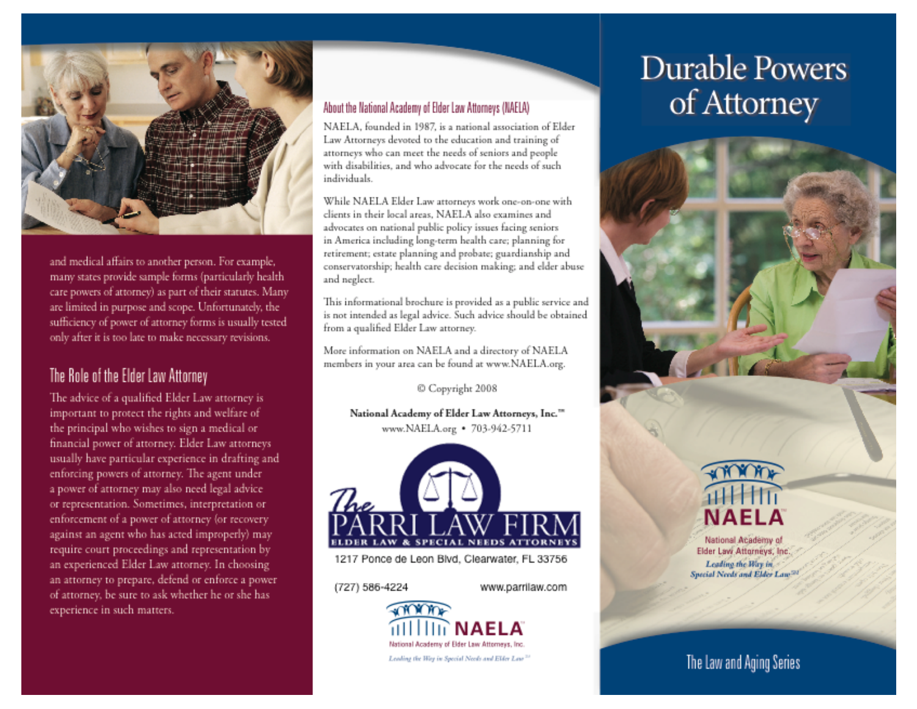and medical affairs to another person. For example, many states provide sample forms (particularly health care powers of attorney) as part of their statutes. Many are limited in purpose and scope. Unfortunately, the sufficiency of power of attorney forms is usually tested only after it is too late to make necessary revisions.

## The Role of the Elder Law Attorney

The advice of a qualified Elder Law attorney is important to protect the rights and welfare of the principal who wishes to sign a medical or financial power of attorney. Elder Law attorneys usually have particular experience in drafting and enforcing powers of attorney. The agent under a power of attorney may also need legal advice or representation. Sometimes, interpretation or enforcement of a power of attorney (or recovery against an agent who has acted improperly) may require court proceedings and representation by an experienced Elder Law attorney. In choosing an attorney to prepare, defend or enforce a power of attorney, be sure to ask whether he or she has experience in such matters.

## About the National Academy of Elder Law Attorneys (NAELA)

NAELA, founded in 1987, is a national association of Elder Law Attorneys devoted to the education and training of attorneys who can meet the needs of seniors and people with disabilities, and who advocate for the needs of such individuals.

While NAELA Elder Law attorneys work one-on-one with clients in their local areas, NAELA also examines and advocates on national public policy issues facing seniors in America including long-term health care; planning for retirement; estate planning and probate; guardianship and conservatorship; health care decision making; and elder abuse and neglect.

This informational brochure is provided as a public service and is not intended as legal advice. Such advice should be obtained from a qualified Elder Law attorney.

More information on NAELA and a directory of NAELA members in your area can be found at www.NAELA.org.

© Copyright 2008

**National Academy of Elder Law Attorneys, Inc.™**
www.NAELA.org • 703-942-5711

The PARRI LAW FIRM
ELDER LAW & SPECIAL NEEDS ATTORNEYS
1217 Ponce de Leon Blvd, Clearwater, FL 33756

(727) 586-4224 www.parrilaw.com

NAELA
National Academy of Elder Law Attorneys, Inc.
*Leading the Way in Special Needs and Elder Law℠*

# Durable Powers of Attorney

NAELA
National Academy of Elder Law Attorneys, Inc.
*Leading the Way in Special Needs and Elder Law℠*

The Law and Aging Series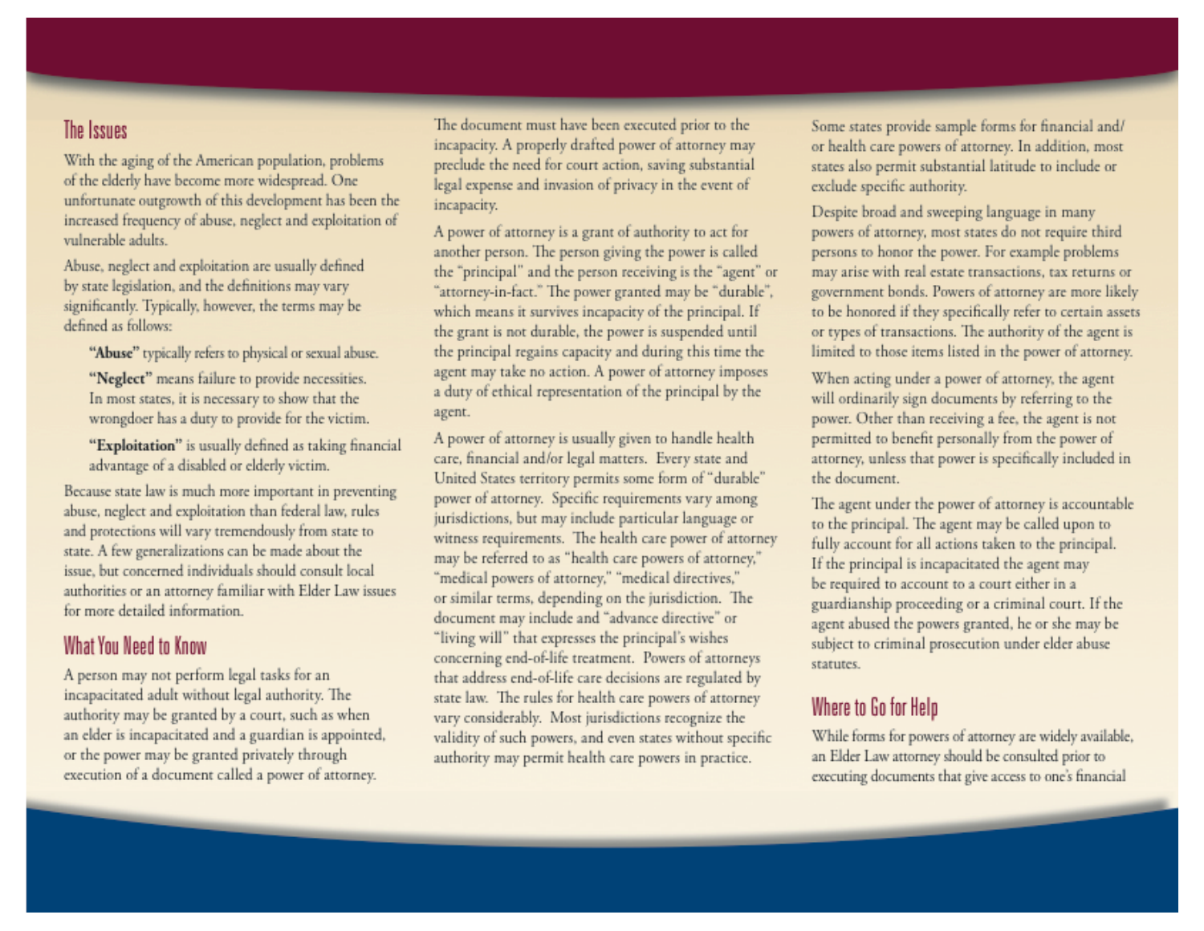## The Issues

With the aging of the American population, problems of the elderly have become more widespread. One unfortunate outgrowth of this development has been the increased frequency of abuse, neglect and exploitation of vulnerable adults.

Abuse, neglect and exploitation are usually defined by state legislation, and the definitions may vary significantly. Typically, however, the terms may be defined as follows:

> **"Abuse"** typically refers to physical or sexual abuse.
>
> **"Neglect"** means failure to provide necessities. In most states, it is necessary to show that the wrongdoer has a duty to provide for the victim.
>
> **"Exploitation"** is usually defined as taking financial advantage of a disabled or elderly victim.

Because state law is much more important in preventing abuse, neglect and exploitation than federal law, rules and protections will vary tremendously from state to state. A few generalizations can be made about the issue, but concerned individuals should consult local authorities or an attorney familiar with Elder Law issues for more detailed information.

## What You Need to Know

A person may not perform legal tasks for an incapacitated adult without legal authority. The authority may be granted by a court, such as when an elder is incapacitated and a guardian is appointed, or the power may be granted privately through execution of a document called a power of attorney. The document must have been executed prior to the incapacity. A properly drafted power of attorney may preclude the need for court action, saving substantial legal expense and invasion of privacy in the event of incapacity.

A power of attorney is a grant of authority to act for another person. The person giving the power is called the "principal" and the person receiving is the "agent" or "attorney-in-fact." The power granted may be "durable", which means it survives incapacity of the principal. If the grant is not durable, the power is suspended until the principal regains capacity and during this time the agent may take no action. A power of attorney imposes a duty of ethical representation of the principal by the agent.

A power of attorney is usually given to handle health care, financial and/or legal matters. Every state and United States territory permits some form of "durable" power of attorney. Specific requirements vary among jurisdictions, but may include particular language or witness requirements. The health care power of attorney may be referred to as "health care powers of attorney," "medical powers of attorney," "medical directives," or similar terms, depending on the jurisdiction. The document may include and "advance directive" or "living will" that expresses the principal's wishes concerning end-of-life treatment. Powers of attorneys that address end-of-life care decisions are regulated by state law. The rules for health care powers of attorney vary considerably. Most jurisdictions recognize the validity of such powers, and even states without specific authority may permit health care powers in practice.

Some states provide sample forms for financial and/or health care powers of attorney. In addition, most states also permit substantial latitude to include or exclude specific authority.

Despite broad and sweeping language in many powers of attorney, most states do not require third persons to honor the power. For example problems may arise with real estate transactions, tax returns or government bonds. Powers of attorney are more likely to be honored if they specifically refer to certain assets or types of transactions. The authority of the agent is limited to those items listed in the power of attorney.

When acting under a power of attorney, the agent will ordinarily sign documents by referring to the power. Other than receiving a fee, the agent is not permitted to benefit personally from the power of attorney, unless that power is specifically included in the document.

The agent under the power of attorney is accountable to the principal. The agent may be called upon to fully account for all actions taken to the principal. If the principal is incapacitated the agent may be required to account to a court either in a guardianship proceeding or a criminal court. If the agent abused the powers granted, he or she may be subject to criminal prosecution under elder abuse statutes.

## Where to Go for Help

While forms for powers of attorney are widely available, an Elder Law attorney should be consulted prior to executing documents that give access to one's financial